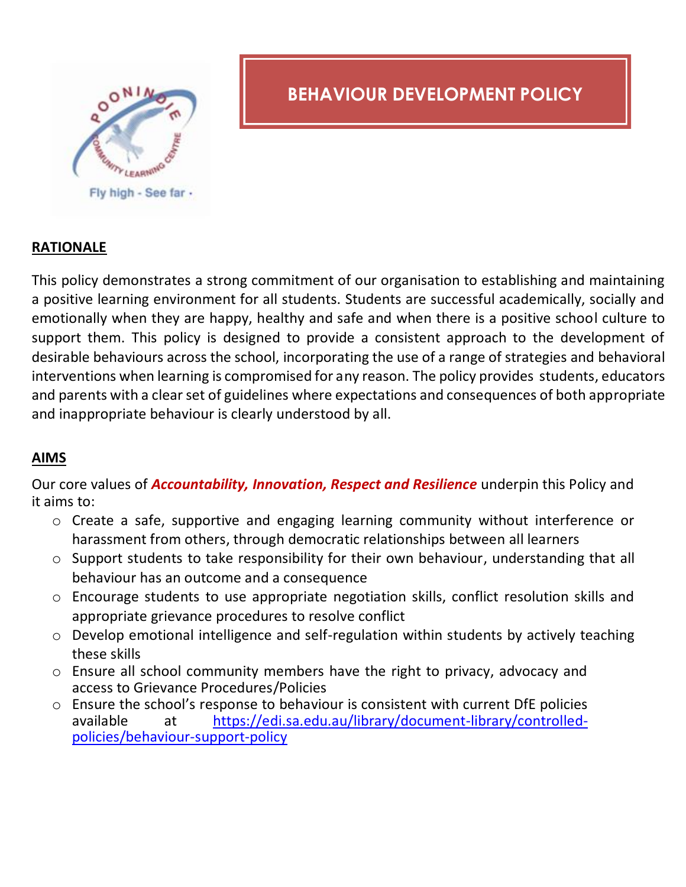# BEHAVIOUR DEVELOPMENT POLICY

## RATIONALE

This policy demonstrates a strong commitment of our organisation to establishing and maintaining a positive learning environment for all students. Students are successful academically, socially and emotionally when they are happy, healthy and safe and when there is a positive school culture to support them. This policy is designed to provide a consistent approach to the development of desirable behaviours across the school, incorporating the use of a range of strategies and behavioral interventions when learning is compromised for any reason. The policy provides students, educators and parents with a clear set of guidelines where expectations and consequences of both appropriate and inappropriate behaviour is clearly understood by all.

## AIMS

Our core values of ***Accountability, Innovation, Respect and Resilience*** underpin this Policy and it aims to:

- Create a safe, supportive and engaging learning community without interference or harassment from others, through democratic relationships between all learners
- Support students to take responsibility for their own behaviour, understanding that all behaviour has an outcome and a consequence
- Encourage students to use appropriate negotiation skills, conflict resolution skills and appropriate grievance procedures to resolve conflict
- Develop emotional intelligence and self-regulation within students by actively teaching these skills
- Ensure all school community members have the right to privacy, advocacy and access to Grievance Procedures/Policies
- Ensure the school's response to behaviour is consistent with current DfE policies available at https://edi.sa.edu.au/library/document-library/controlled-policies/behaviour-support-policy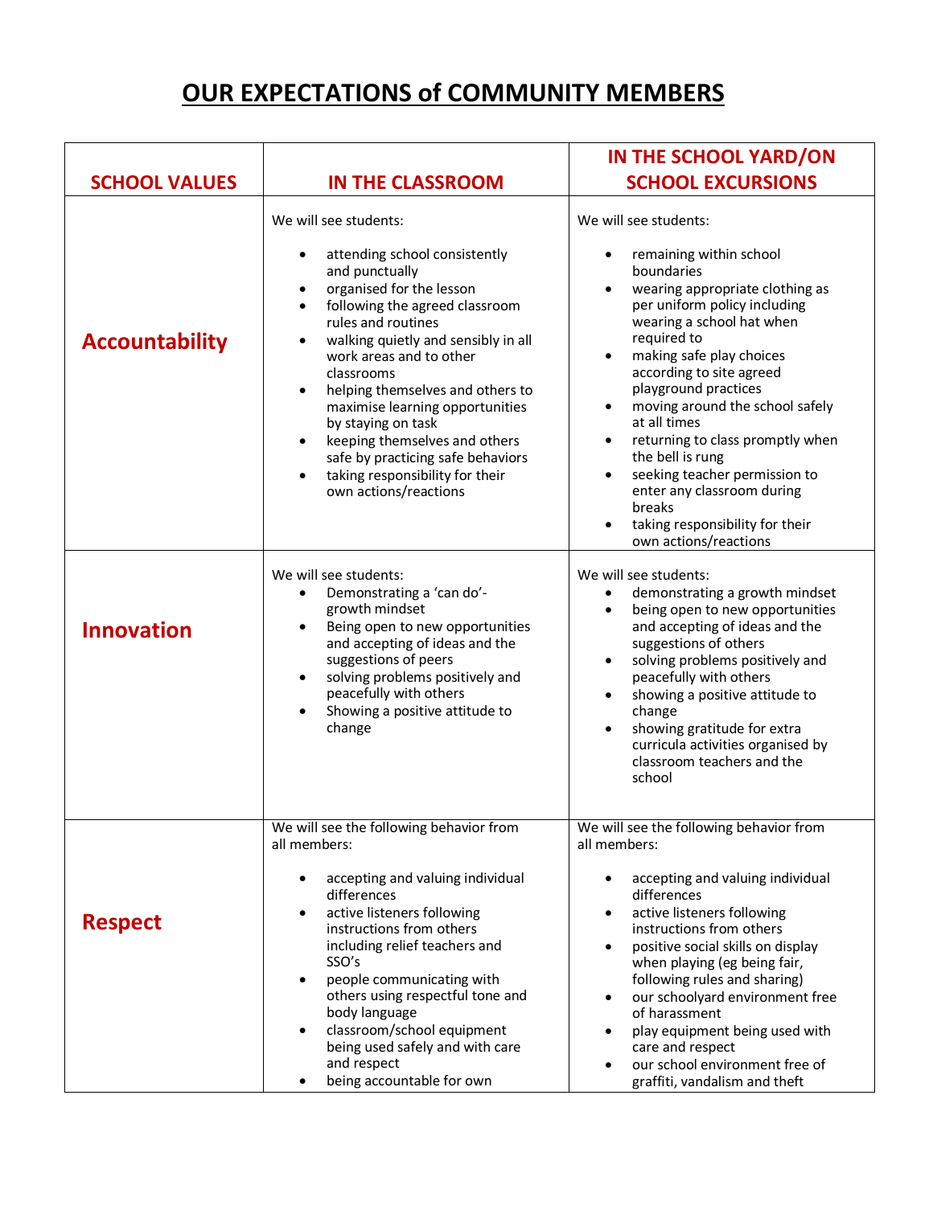# OUR EXPECTATIONS of COMMUNITY MEMBERS

| SCHOOL VALUES | IN THE CLASSROOM | IN THE SCHOOL YARD/ON SCHOOL EXCURSIONS |
|---|---|---|
| **Accountability** | We will see students:<br><br>• attending school consistently and punctually<br>• organised for the lesson<br>• following the agreed classroom rules and routines<br>• walking quietly and sensibly in all work areas and to other classrooms<br>• helping themselves and others to maximise learning opportunities by staying on task<br>• keeping themselves and others safe by practicing safe behaviors<br>• taking responsibility for their own actions/reactions | We will see students:<br><br>• remaining within school boundaries<br>• wearing appropriate clothing as per uniform policy including wearing a school hat when required to<br>• making safe play choices according to site agreed playground practices<br>• moving around the school safely at all times<br>• returning to class promptly when the bell is rung<br>• seeking teacher permission to enter any classroom during breaks<br>• taking responsibility for their own actions/reactions |
| **Innovation** | We will see students:<br>• Demonstrating a 'can do'- growth mindset<br>• Being open to new opportunities and accepting of ideas and the suggestions of peers<br>• solving problems positively and peacefully with others<br>• Showing a positive attitude to change | We will see students:<br>• demonstrating a growth mindset<br>• being open to new opportunities and accepting of ideas and the suggestions of others<br>• solving problems positively and peacefully with others<br>• showing a positive attitude to change<br>• showing gratitude for extra curricula activities organised by classroom teachers and the school |
| **Respect** | We will see the following behavior from all members:<br><br>• accepting and valuing individual differences<br>• active listeners following instructions from others including relief teachers and SSO's<br>• people communicating with others using respectful tone and body language<br>• classroom/school equipment being used safely and with care and respect<br>• being accountable for own | We will see the following behavior from all members:<br><br>• accepting and valuing individual differences<br>• active listeners following instructions from others<br>• positive social skills on display when playing (eg being fair, following rules and sharing)<br>• our schoolyard environment free of harassment<br>• play equipment being used with care and respect<br>• our school environment free of graffiti, vandalism and theft |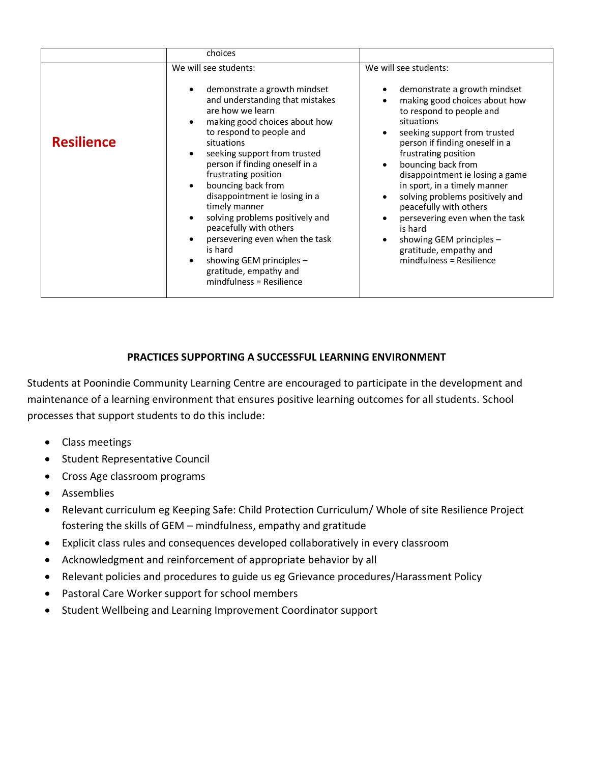| | | |
|---|---|---|
| | choices | |
| **Resilience** | We will see students:<br><br>• demonstrate a growth mindset and understanding that mistakes are how we learn<br>• making good choices about how to respond to people and situations<br>• seeking support from trusted person if finding oneself in a frustrating position<br>• bouncing back from disappointment ie losing in a timely manner<br>• solving problems positively and peacefully with others<br>• persevering even when the task is hard<br>• showing GEM principles – gratitude, empathy and mindfulness = Resilience | We will see students:<br><br>• demonstrate a growth mindset<br>• making good choices about how to respond to people and situations<br>• seeking support from trusted person if finding oneself in a frustrating position<br>• bouncing back from disappointment ie losing a game in sport, in a timely manner<br>• solving problems positively and peacefully with others<br>• persevering even when the task is hard<br>• showing GEM principles – gratitude, empathy and mindfulness = Resilience |

## PRACTICES SUPPORTING A SUCCESSFUL LEARNING ENVIRONMENT

Students at Poonindie Community Learning Centre are encouraged to participate in the development and maintenance of a learning environment that ensures positive learning outcomes for all students. School processes that support students to do this include:

- Class meetings
- Student Representative Council
- Cross Age classroom programs
- Assemblies
- Relevant curriculum eg Keeping Safe: Child Protection Curriculum/ Whole of site Resilience Project fostering the skills of GEM – mindfulness, empathy and gratitude
- Explicit class rules and consequences developed collaboratively in every classroom
- Acknowledgment and reinforcement of appropriate behavior by all
- Relevant policies and procedures to guide us eg Grievance procedures/Harassment Policy
- Pastoral Care Worker support for school members
- Student Wellbeing and Learning Improvement Coordinator support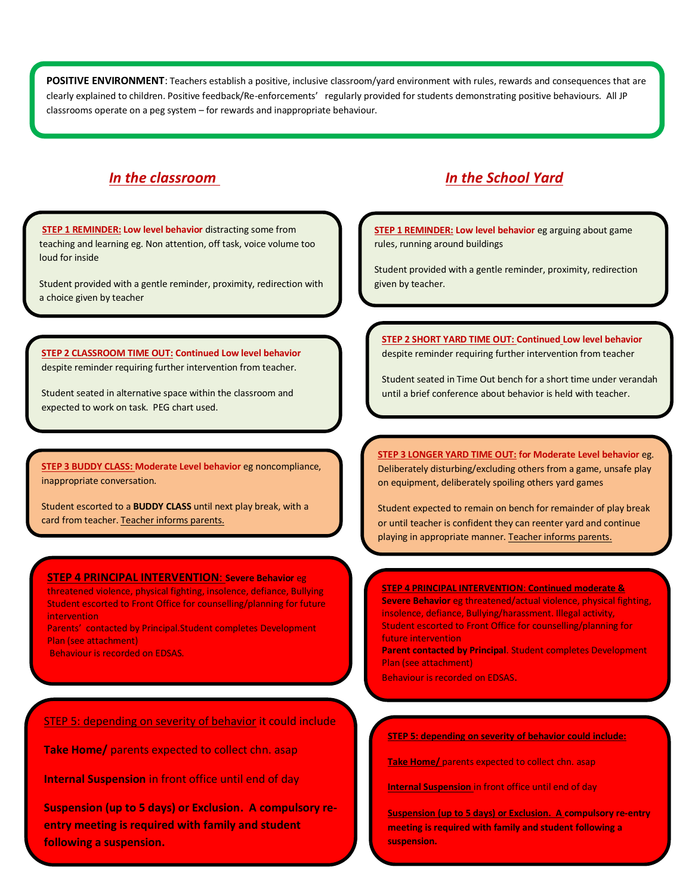**POSITIVE ENVIRONMENT**: Teachers establish a positive, inclusive classroom/yard environment with rules, rewards and consequences that are clearly explained to children. Positive feedback/Re-enforcements' regularly provided for students demonstrating positive behaviours. All JP classrooms operate on a peg system – for rewards and inappropriate behaviour.

## *In the classroom*

**STEP 1 REMINDER: Low level behavior** distracting some from teaching and learning eg. Non attention, off task, voice volume too loud for inside

Student provided with a gentle reminder, proximity, redirection with a choice given by teacher

**STEP 2 CLASSROOM TIME OUT: Continued Low level behavior** despite reminder requiring further intervention from teacher.

Student seated in alternative space within the classroom and expected to work on task. PEG chart used.

**STEP 3 BUDDY CLASS: Moderate Level behavior** eg noncompliance, inappropriate conversation.

Student escorted to a **BUDDY CLASS** until next play break, with a card from teacher. Teacher informs parents.

**STEP 4 PRINCIPAL INTERVENTION: Severe Behavior** eg threatened violence, physical fighting, insolence, defiance, Bullying
Student escorted to Front Office for counselling/planning for future intervention
Parents' contacted by Principal.Student completes Development Plan (see attachment)
Behaviour is recorded on EDSAS.

STEP 5: depending on severity of behavior it could include

**Take Home/** parents expected to collect chn. asap

**Internal Suspension** in front office until end of day

**Suspension (up to 5 days) or Exclusion. A compulsory re-entry meeting is required with family and student following a suspension.**

## *In the School Yard*

**STEP 1 REMINDER: Low level behavior** eg arguing about game rules, running around buildings

Student provided with a gentle reminder, proximity, redirection given by teacher.

**STEP 2 SHORT YARD TIME OUT: Continued Low level behavior** despite reminder requiring further intervention from teacher

Student seated in Time Out bench for a short time under verandah until a brief conference about behavior is held with teacher.

**STEP 3 LONGER YARD TIME OUT: for Moderate Level behavior** eg. Deliberately disturbing/excluding others from a game, unsafe play on equipment, deliberately spoiling others yard games

Student expected to remain on bench for remainder of play break or until teacher is confident they can reenter yard and continue playing in appropriate manner. Teacher informs parents.

**STEP 4 PRINCIPAL INTERVENTION: Continued moderate & Severe Behavior** eg threatened/actual violence, physical fighting, insolence, defiance, Bullying/harassment. Illegal activity,
Student escorted to Front Office for counselling/planning for future intervention
**Parent contacted by Principal**. Student completes Development Plan (see attachment)
Behaviour is recorded on EDSAS.

**STEP 5: depending on severity of behavior could include:**

**Take Home/** parents expected to collect chn. asap

**Internal Suspension** in front office until end of day

**Suspension (up to 5 days) or Exclusion. A compulsory re-entry meeting is required with family and student following a suspension.**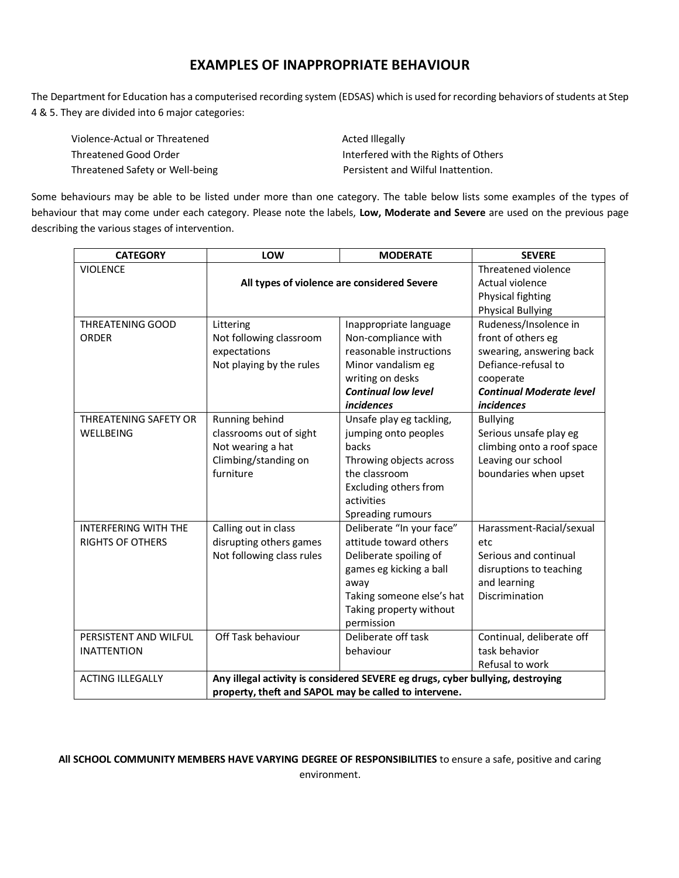# EXAMPLES OF INAPPROPRIATE BEHAVIOUR

The Department for Education has a computerised recording system (EDSAS) which is used for recording behaviors of students at Step 4 & 5. They are divided into 6 major categories:

- Violence-Actual or Threatened
- Threatened Good Order
- Threatened Safety or Well-being
- Acted Illegally
- Interfered with the Rights of Others
- Persistent and Wilful Inattention.

Some behaviours may be able to be listed under more than one category. The table below lists some examples of the types of behaviour that may come under each category. Please note the labels, **Low, Moderate and Severe** are used on the previous page describing the various stages of intervention.

| CATEGORY | LOW | MODERATE | SEVERE |
|---|---|---|---|
| VIOLENCE | **All types of violence are considered Severe** | | Threatened violence<br>Actual violence<br>Physical fighting<br>Physical Bullying |
| THREATENING GOOD ORDER | Littering<br>Not following classroom expectations<br>Not playing by the rules | Inappropriate language<br>Non-compliance with reasonable instructions<br>Minor vandalism eg writing on desks<br>***Continual low level incidences*** | Rudeness/Insolence in front of others eg swearing, answering back<br>Defiance-refusal to cooperate<br>***Continual Moderate level incidences*** |
| THREATENING SAFETY OR WELLBEING | Running behind classrooms out of sight<br>Not wearing a hat<br>Climbing/standing on furniture | Unsafe play eg tackling, jumping onto peoples backs<br>Throwing objects across the classroom<br>Excluding others from activities<br>Spreading rumours | Bullying<br>Serious unsafe play eg climbing onto a roof space<br>Leaving our school boundaries when upset |
| INTERFERING WITH THE RIGHTS OF OTHERS | Calling out in class<br>disrupting others games<br>Not following class rules | Deliberate "In your face" attitude toward others<br>Deliberate spoiling of games eg kicking a ball away<br>Taking someone else's hat<br>Taking property without permission | Harassment-Racial/sexual etc<br>Serious and continual disruptions to teaching and learning<br>Discrimination |
| PERSISTENT AND WILFUL INATTENTION | Off Task behaviour | Deliberate off task behaviour | Continual, deliberate off task behavior<br>Refusal to work |
| ACTING ILLEGALLY | **Any illegal activity is considered SEVERE eg drugs, cyber bullying, destroying property, theft and SAPOL may be called to intervene.** | | |

**All SCHOOL COMMUNITY MEMBERS HAVE VARYING DEGREE OF RESPONSIBILITIES** to ensure a safe, positive and caring environment.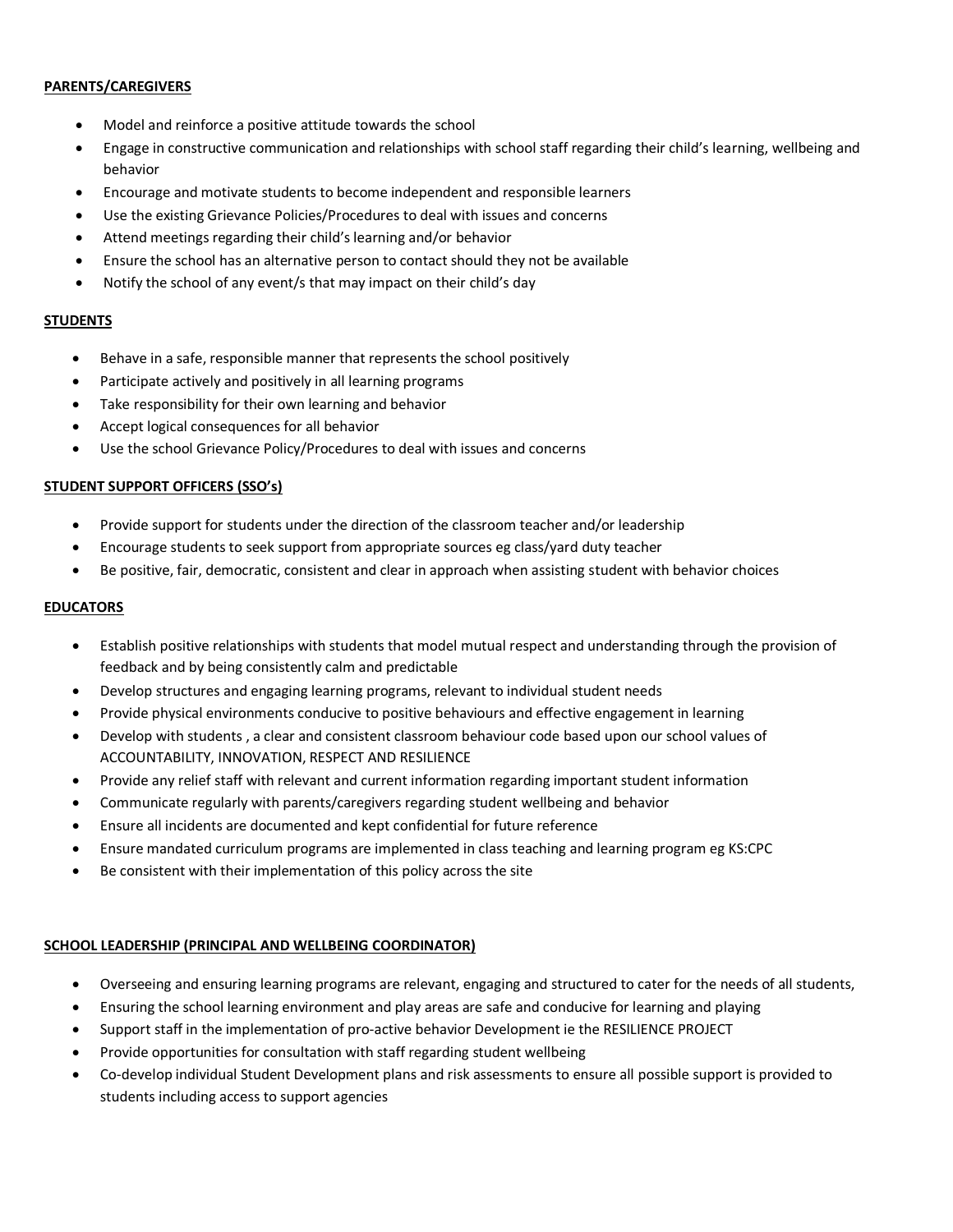**PARENTS/CAREGIVERS**

- Model and reinforce a positive attitude towards the school
- Engage in constructive communication and relationships with school staff regarding their child's learning, wellbeing and behavior
- Encourage and motivate students to become independent and responsible learners
- Use the existing Grievance Policies/Procedures to deal with issues and concerns
- Attend meetings regarding their child's learning and/or behavior
- Ensure the school has an alternative person to contact should they not be available
- Notify the school of any event/s that may impact on their child's day

**STUDENTS**

- Behave in a safe, responsible manner that represents the school positively
- Participate actively and positively in all learning programs
- Take responsibility for their own learning and behavior
- Accept logical consequences for all behavior
- Use the school Grievance Policy/Procedures to deal with issues and concerns

**STUDENT SUPPORT OFFICERS (SSO's)**

- Provide support for students under the direction of the classroom teacher and/or leadership
- Encourage students to seek support from appropriate sources eg class/yard duty teacher
- Be positive, fair, democratic, consistent and clear in approach when assisting student with behavior choices

**EDUCATORS**

- Establish positive relationships with students that model mutual respect and understanding through the provision of feedback and by being consistently calm and predictable
- Develop structures and engaging learning programs, relevant to individual student needs
- Provide physical environments conducive to positive behaviours and effective engagement in learning
- Develop with students , a clear and consistent classroom behaviour code based upon our school values of ACCOUNTABILITY, INNOVATION, RESPECT AND RESILIENCE
- Provide any relief staff with relevant and current information regarding important student information
- Communicate regularly with parents/caregivers regarding student wellbeing and behavior
- Ensure all incidents are documented and kept confidential for future reference
- Ensure mandated curriculum programs are implemented in class teaching and learning program eg KS:CPC
- Be consistent with their implementation of this policy across the site

**SCHOOL LEADERSHIP (PRINCIPAL AND WELLBEING COORDINATOR)**

- Overseeing and ensuring learning programs are relevant, engaging and structured to cater for the needs of all students,
- Ensuring the school learning environment and play areas are safe and conducive for learning and playing
- Support staff in the implementation of pro-active behavior Development ie the RESILIENCE PROJECT
- Provide opportunities for consultation with staff regarding student wellbeing
- Co-develop individual Student Development plans and risk assessments to ensure all possible support is provided to students including access to support agencies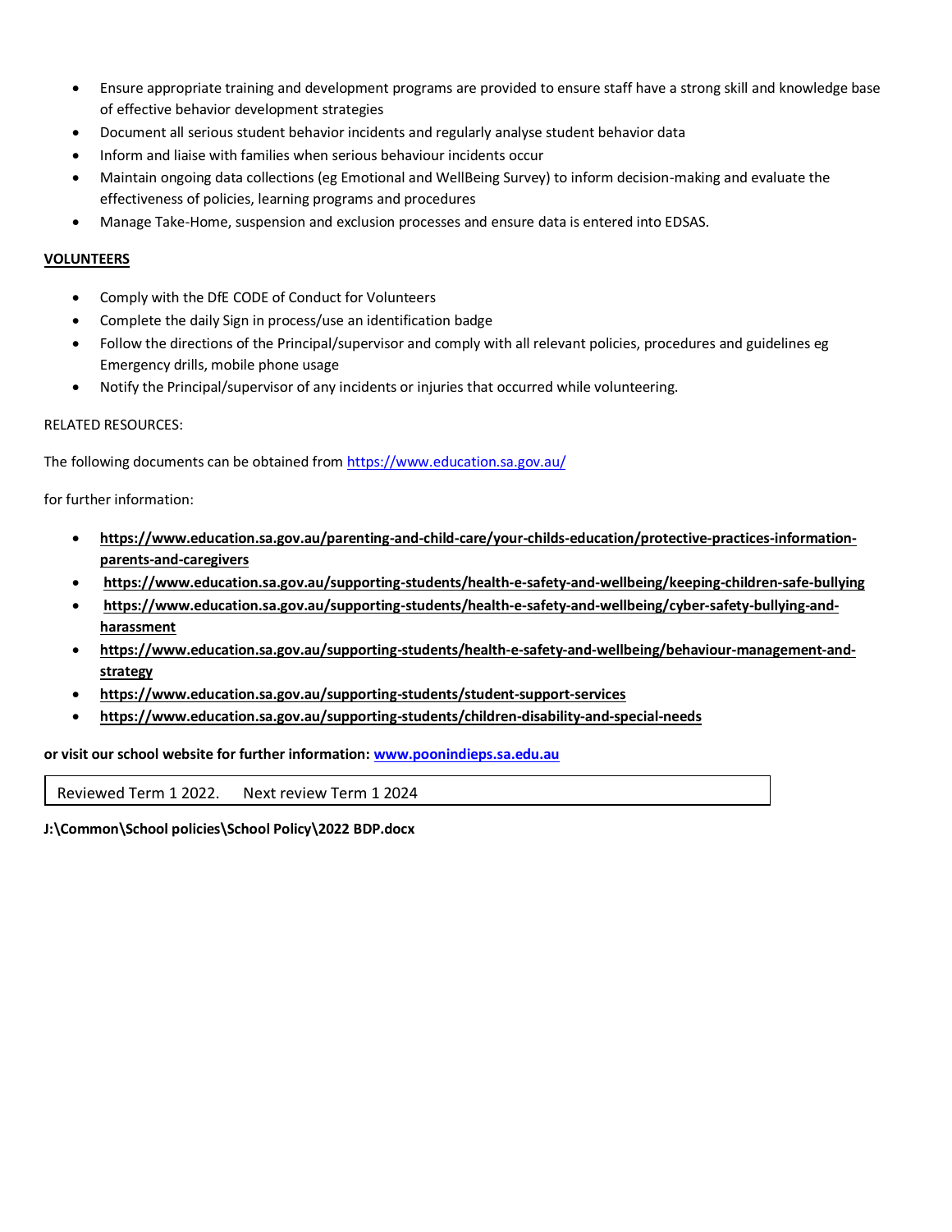- Ensure appropriate training and development programs are provided to ensure staff have a strong skill and knowledge base of effective behavior development strategies
- Document all serious student behavior incidents and regularly analyse student behavior data
- Inform and liaise with families when serious behaviour incidents occur
- Maintain ongoing data collections (eg Emotional and WellBeing Survey) to inform decision-making and evaluate the effectiveness of policies, learning programs and procedures
- Manage Take-Home, suspension and exclusion processes and ensure data is entered into EDSAS.

**VOLUNTEERS**

- Comply with the DfE CODE of Conduct for Volunteers
- Complete the daily Sign in process/use an identification badge
- Follow the directions of the Principal/supervisor and comply with all relevant policies, procedures and guidelines eg Emergency drills, mobile phone usage
- Notify the Principal/supervisor of any incidents or injuries that occurred while volunteering.

RELATED RESOURCES:

The following documents can be obtained from https://www.education.sa.gov.au/

for further information:

- **https://www.education.sa.gov.au/parenting-and-child-care/your-childs-education/protective-practices-information-parents-and-caregivers**
- **https://www.education.sa.gov.au/supporting-students/health-e-safety-and-wellbeing/keeping-children-safe-bullying**
- **https://www.education.sa.gov.au/supporting-students/health-e-safety-and-wellbeing/cyber-safety-bullying-and-harassment**
- **https://www.education.sa.gov.au/supporting-students/health-e-safety-and-wellbeing/behaviour-management-and-strategy**
- **https://www.education.sa.gov.au/supporting-students/student-support-services**
- **https://www.education.sa.gov.au/supporting-students/children-disability-and-special-needs**

**or visit our school website for further information: www.poonindieps.sa.edu.au**

| Reviewed Term 1 2022. Next review Term 1 2024 |
|---|

**J:\Common\School policies\School Policy\2022 BDP.docx**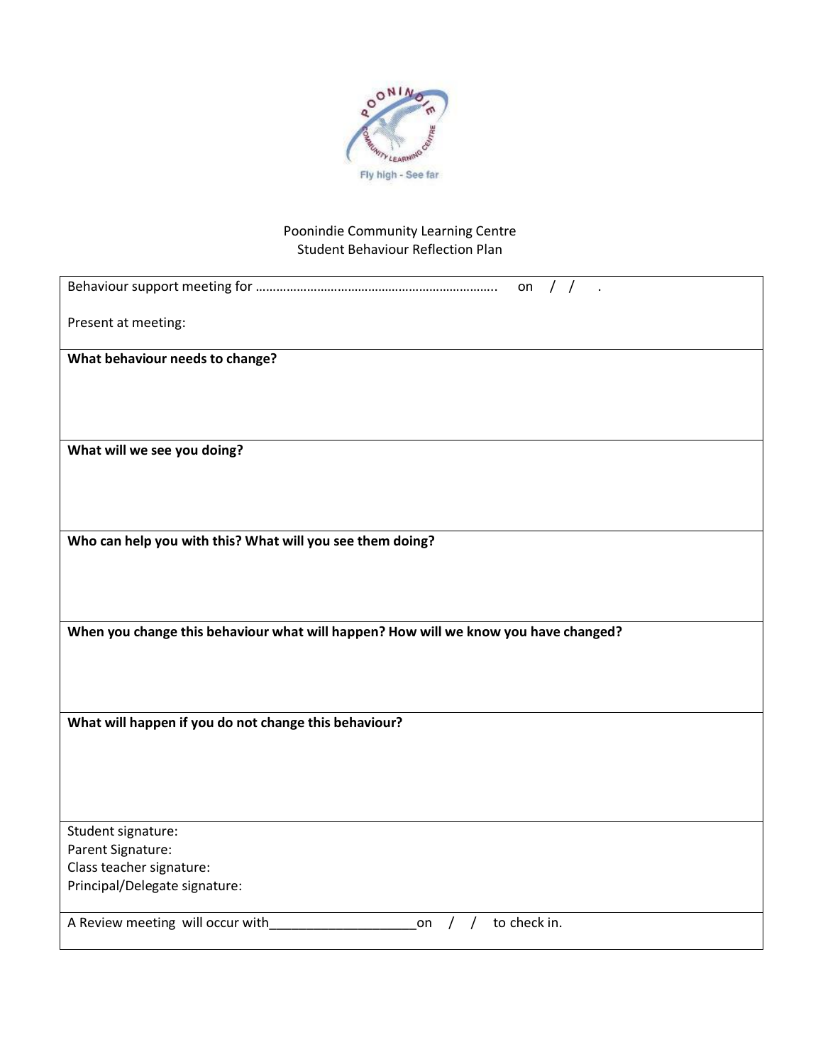Poonindie Community Learning Centre
Student Behaviour Reflection Plan

| |
|---|
| Behaviour support meeting for …………………………………………………………….. on / / .<br><br>Present at meeting: |
| **What behaviour needs to change?** |
| **What will we see you doing?** |
| **Who can help you with this? What will you see them doing?** |
| **When you change this behaviour what will happen? How will we know you have changed?** |
| **What will happen if you do not change this behaviour?** |
| Student signature:<br>Parent Signature:<br>Class teacher signature:<br>Principal/Delegate signature: |
| A Review meeting will occur with____________________on / / to check in. |